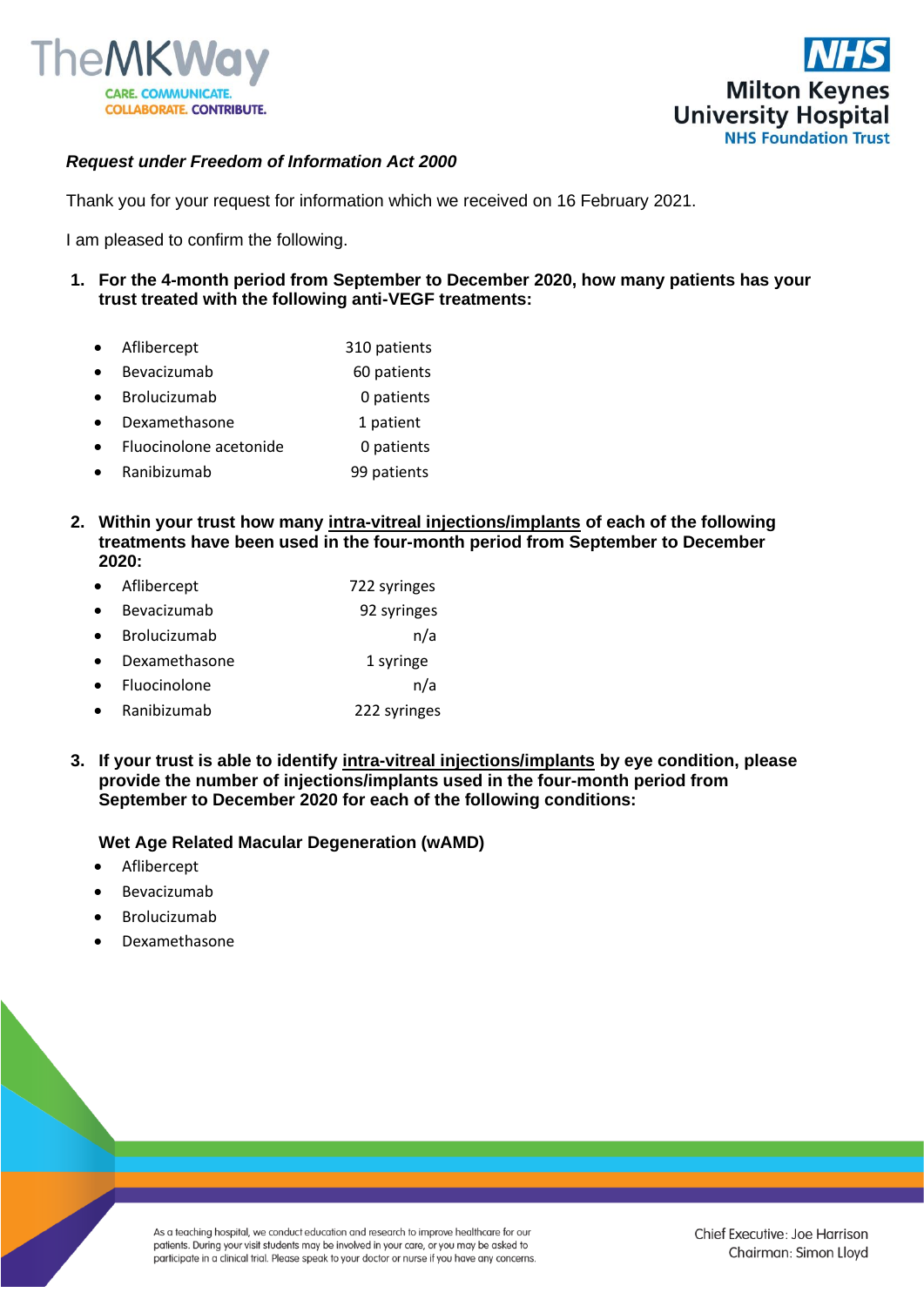***Request under Freedom of Information Act 2000***

Thank you for your request for information which we received on 16 February 2021.

I am pleased to confirm the following.

1. **For the 4-month period from September to December 2020, how many patients has your trust treated with the following anti-VEGF treatments:**

   - Aflibercept 310 patients
   - Bevacizumab 60 patients
   - Brolucizumab 0 patients
   - Dexamethasone 1 patient
   - Fluocinolone acetonide 0 patients
   - Ranibizumab 99 patients

2. **Within your trust how many <u>intra-vitreal injections/implants</u> of each of the following treatments have been used in the four-month period from September to December 2020:**

   - Aflibercept 722 syringes
   - Bevacizumab 92 syringes
   - Brolucizumab n/a
   - Dexamethasone 1 syringe
   - Fluocinolone n/a
   - Ranibizumab 222 syringes

3. **If your trust is able to identify <u>intra-vitreal injections/implants</u> by eye condition, please provide the number of injections/implants used in the four-month period from September to December 2020 for each of the following conditions:**

   **Wet Age Related Macular Degeneration (wAMD)**

   - Aflibercept
   - Bevacizumab
   - Brolucizumab
   - Dexamethasone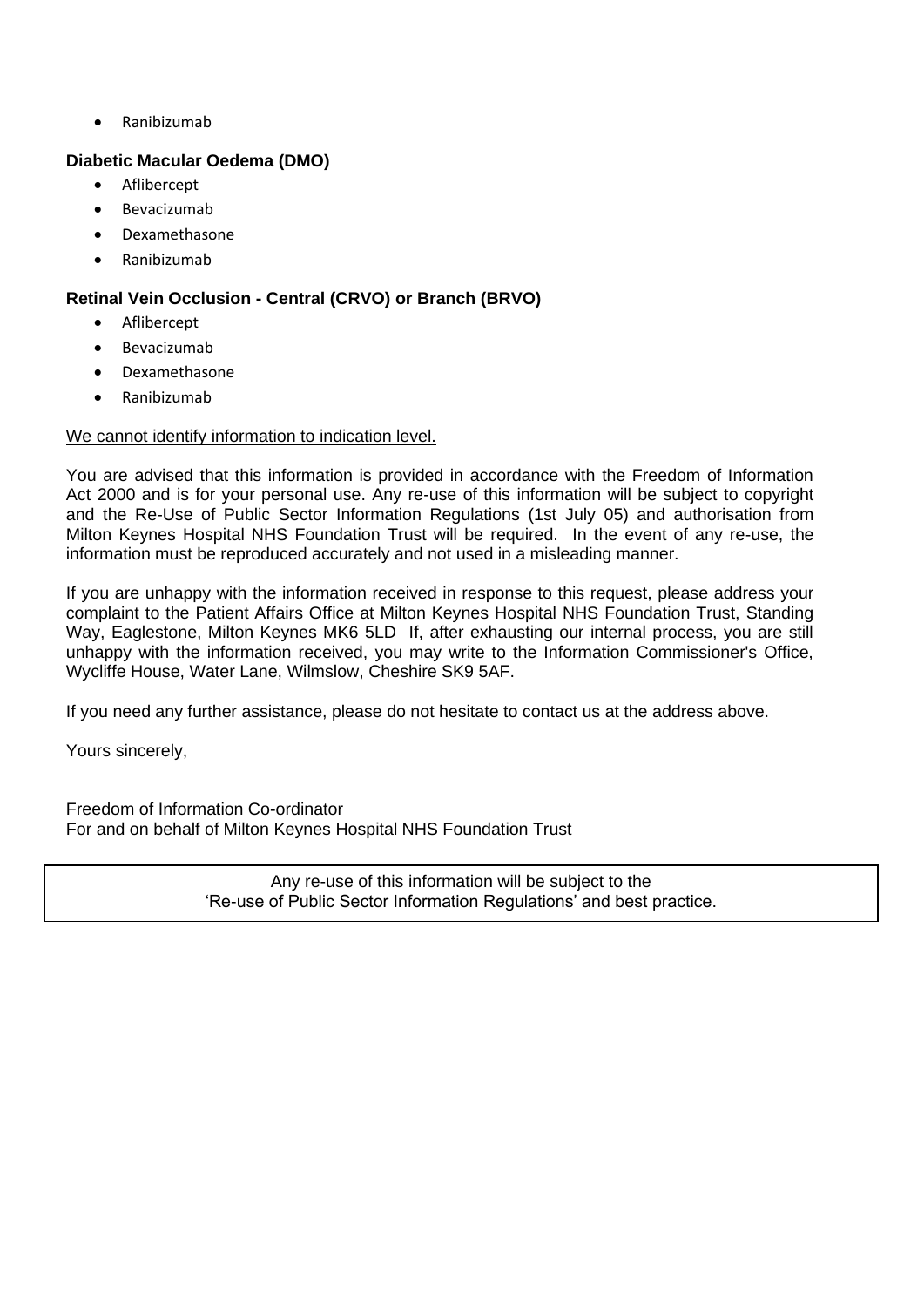- Ranibizumab

**Diabetic Macular Oedema (DMO)**

- Aflibercept
- Bevacizumab
- Dexamethasone
- Ranibizumab

**Retinal Vein Occlusion - Central (CRVO) or Branch (BRVO)**

- Aflibercept
- Bevacizumab
- Dexamethasone
- Ranibizumab

<u>We cannot identify information to indication level.</u>

You are advised that this information is provided in accordance with the Freedom of Information Act 2000 and is for your personal use. Any re-use of this information will be subject to copyright and the Re-Use of Public Sector Information Regulations (1st July 05) and authorisation from Milton Keynes Hospital NHS Foundation Trust will be required. In the event of any re-use, the information must be reproduced accurately and not used in a misleading manner.

If you are unhappy with the information received in response to this request, please address your complaint to the Patient Affairs Office at Milton Keynes Hospital NHS Foundation Trust, Standing Way, Eaglestone, Milton Keynes MK6 5LD If, after exhausting our internal process, you are still unhappy with the information received, you may write to the Information Commissioner's Office, Wycliffe House, Water Lane, Wilmslow, Cheshire SK9 5AF.

If you need any further assistance, please do not hesitate to contact us at the address above.

Yours sincerely,

Freedom of Information Co-ordinator
For and on behalf of Milton Keynes Hospital NHS Foundation Trust

Any re-use of this information will be subject to the
'Re-use of Public Sector Information Regulations' and best practice.